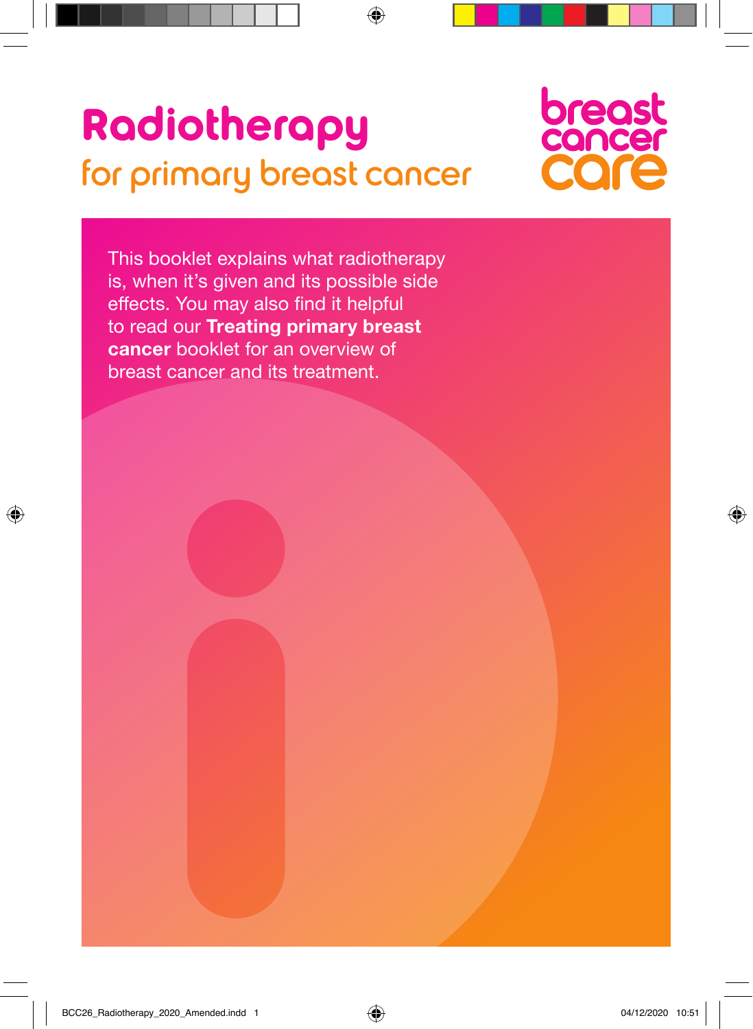# Radiotherapy

## for primary breast cancer

breast cancer care

This booklet explains what radiotherapy is, when it's given and its possible side effects. You may also find it helpful to read our **Treating primary breast cancer** booklet for an overview of breast cancer and its treatment.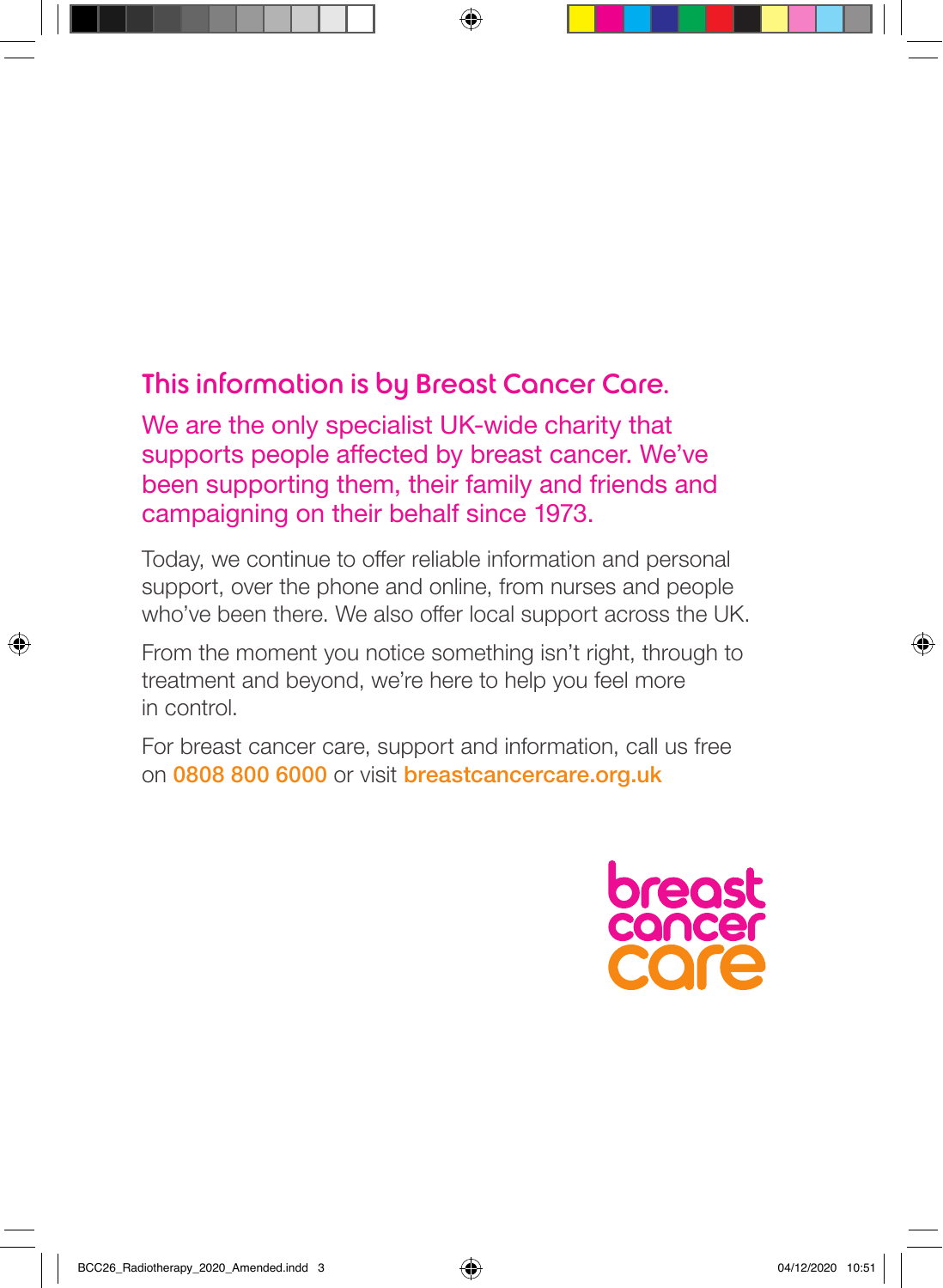## This information is by Breast Cancer Care.

We are the only specialist UK-wide charity that supports people affected by breast cancer. We've been supporting them, their family and friends and campaigning on their behalf since 1973.

Today, we continue to offer reliable information and personal support, over the phone and online, from nurses and people who've been there. We also offer local support across the UK.

From the moment you notice something isn't right, through to treatment and beyond, we're here to help you feel more in control.

For breast cancer care, support and information, call us free on **0808 800 6000** or visit **breastcancercare.org.uk**

breast cancer care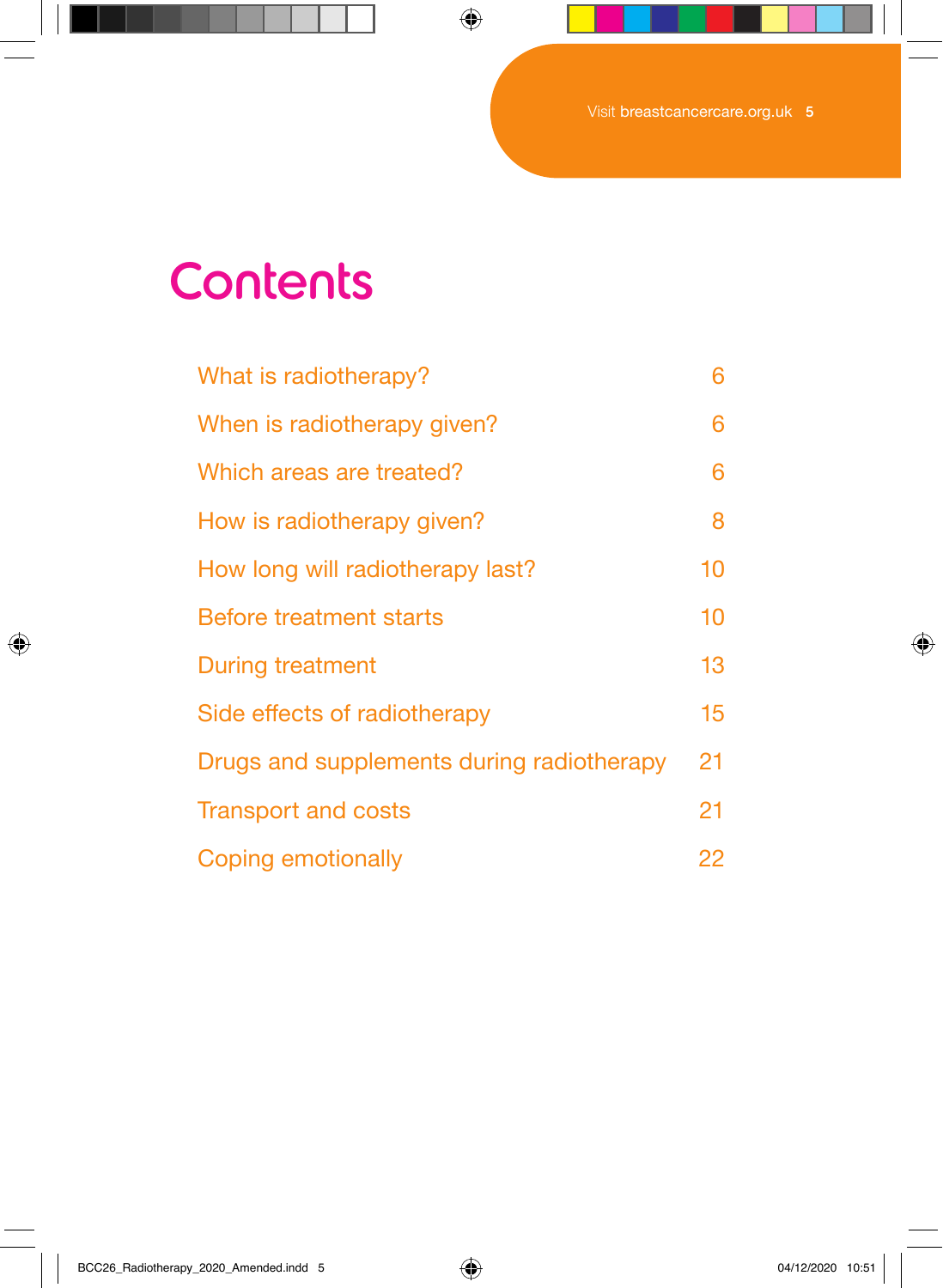# Contents

| | |
|---|---|
| What is radiotherapy? | 6 |
| When is radiotherapy given? | 6 |
| Which areas are treated? | 6 |
| How is radiotherapy given? | 8 |
| How long will radiotherapy last? | 10 |
| Before treatment starts | 10 |
| During treatment | 13 |
| Side effects of radiotherapy | 15 |
| Drugs and supplements during radiotherapy | 21 |
| Transport and costs | 21 |
| Coping emotionally | 22 |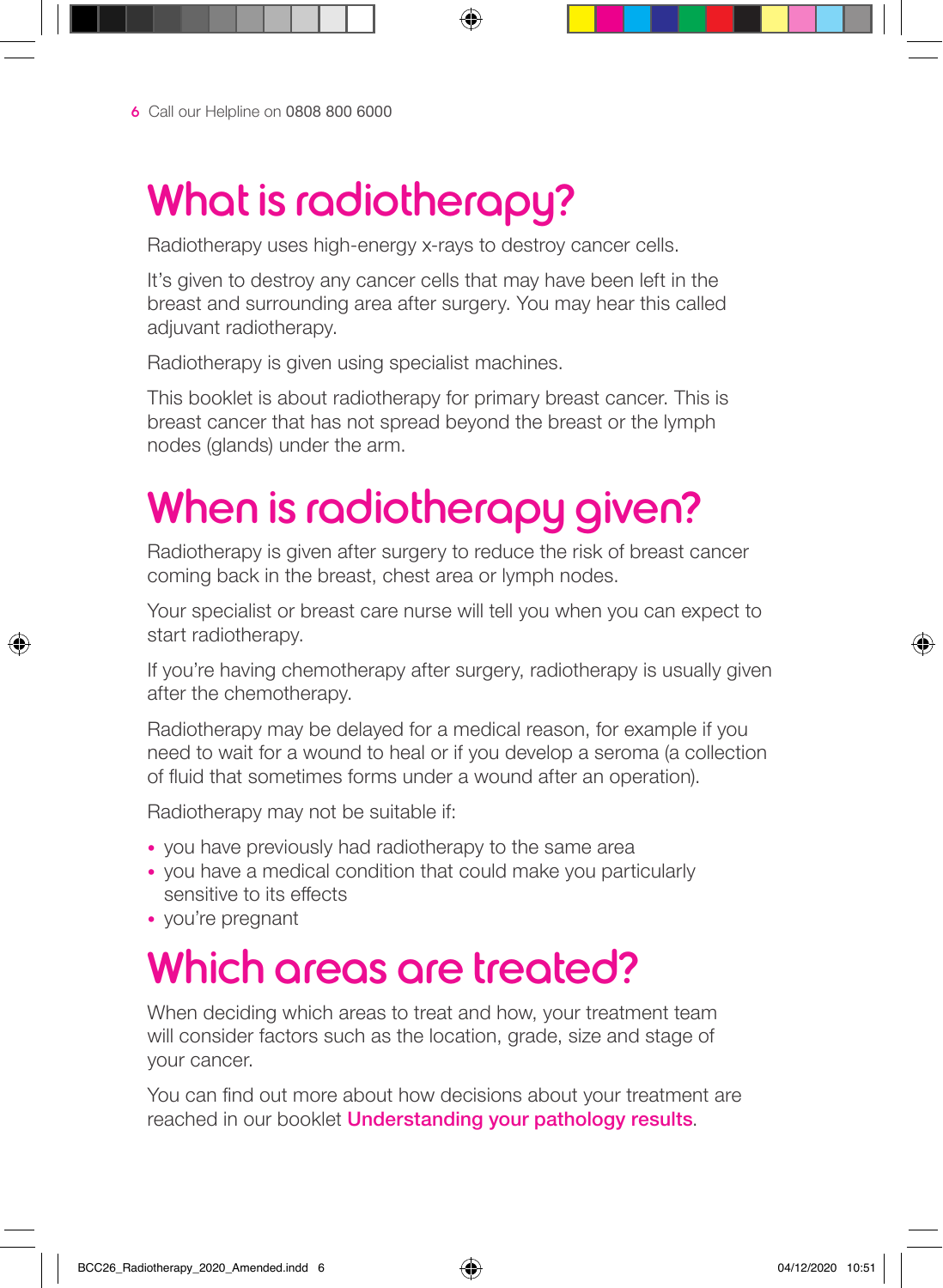# What is radiotherapy?

Radiotherapy uses high-energy x-rays to destroy cancer cells.

It's given to destroy any cancer cells that may have been left in the breast and surrounding area after surgery. You may hear this called adjuvant radiotherapy.

Radiotherapy is given using specialist machines.

This booklet is about radiotherapy for primary breast cancer. This is breast cancer that has not spread beyond the breast or the lymph nodes (glands) under the arm.

# When is radiotherapy given?

Radiotherapy is given after surgery to reduce the risk of breast cancer coming back in the breast, chest area or lymph nodes.

Your specialist or breast care nurse will tell you when you can expect to start radiotherapy.

If you're having chemotherapy after surgery, radiotherapy is usually given after the chemotherapy.

Radiotherapy may be delayed for a medical reason, for example if you need to wait for a wound to heal or if you develop a seroma (a collection of fluid that sometimes forms under a wound after an operation).

Radiotherapy may not be suitable if:

- you have previously had radiotherapy to the same area
- you have a medical condition that could make you particularly sensitive to its effects
- you're pregnant

# Which areas are treated?

When deciding which areas to treat and how, your treatment team will consider factors such as the location, grade, size and stage of your cancer.

You can find out more about how decisions about your treatment are reached in our booklet **Understanding your pathology results**.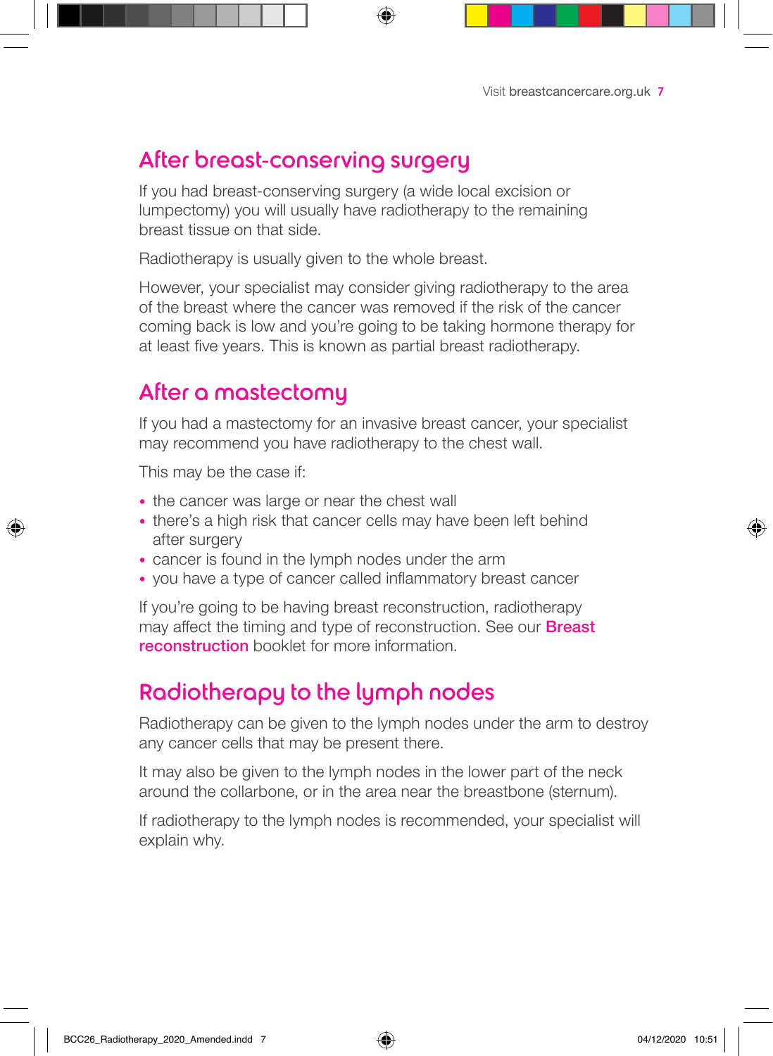## After breast-conserving surgery

If you had breast-conserving surgery (a wide local excision or lumpectomy) you will usually have radiotherapy to the remaining breast tissue on that side.

Radiotherapy is usually given to the whole breast.

However, your specialist may consider giving radiotherapy to the area of the breast where the cancer was removed if the risk of the cancer coming back is low and you're going to be taking hormone therapy for at least five years. This is known as partial breast radiotherapy.

## After a mastectomy

If you had a mastectomy for an invasive breast cancer, your specialist may recommend you have radiotherapy to the chest wall.

This may be the case if:

- the cancer was large or near the chest wall
- there's a high risk that cancer cells may have been left behind after surgery
- cancer is found in the lymph nodes under the arm
- you have a type of cancer called inflammatory breast cancer

If you're going to be having breast reconstruction, radiotherapy may affect the timing and type of reconstruction. See our **Breast reconstruction** booklet for more information.

## Radiotherapy to the lymph nodes

Radiotherapy can be given to the lymph nodes under the arm to destroy any cancer cells that may be present there.

It may also be given to the lymph nodes in the lower part of the neck around the collarbone, or in the area near the breastbone (sternum).

If radiotherapy to the lymph nodes is recommended, your specialist will explain why.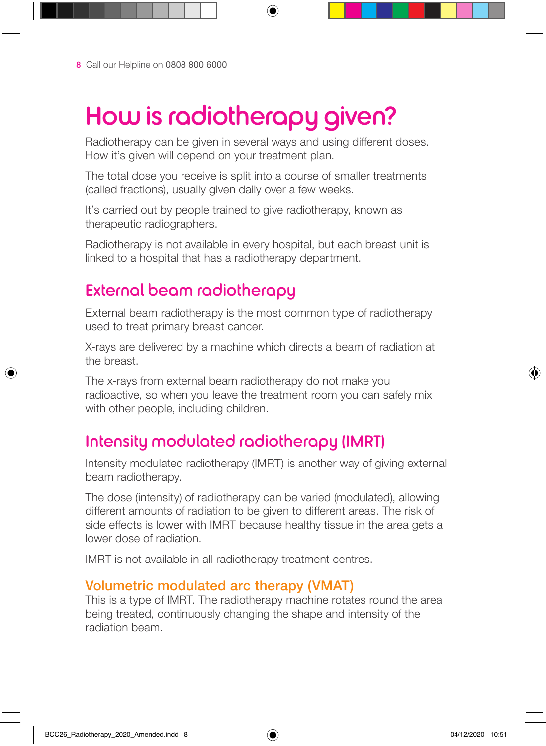# How is radiotherapy given?

Radiotherapy can be given in several ways and using different doses. How it's given will depend on your treatment plan.

The total dose you receive is split into a course of smaller treatments (called fractions), usually given daily over a few weeks.

It's carried out by people trained to give radiotherapy, known as therapeutic radiographers.

Radiotherapy is not available in every hospital, but each breast unit is linked to a hospital that has a radiotherapy department.

## External beam radiotherapy

External beam radiotherapy is the most common type of radiotherapy used to treat primary breast cancer.

X-rays are delivered by a machine which directs a beam of radiation at the breast.

The x-rays from external beam radiotherapy do not make you radioactive, so when you leave the treatment room you can safely mix with other people, including children.

## Intensity modulated radiotherapy (IMRT)

Intensity modulated radiotherapy (IMRT) is another way of giving external beam radiotherapy.

The dose (intensity) of radiotherapy can be varied (modulated), allowing different amounts of radiation to be given to different areas. The risk of side effects is lower with IMRT because healthy tissue in the area gets a lower dose of radiation.

IMRT is not available in all radiotherapy treatment centres.

### Volumetric modulated arc therapy (VMAT)

This is a type of IMRT. The radiotherapy machine rotates round the area being treated, continuously changing the shape and intensity of the radiation beam.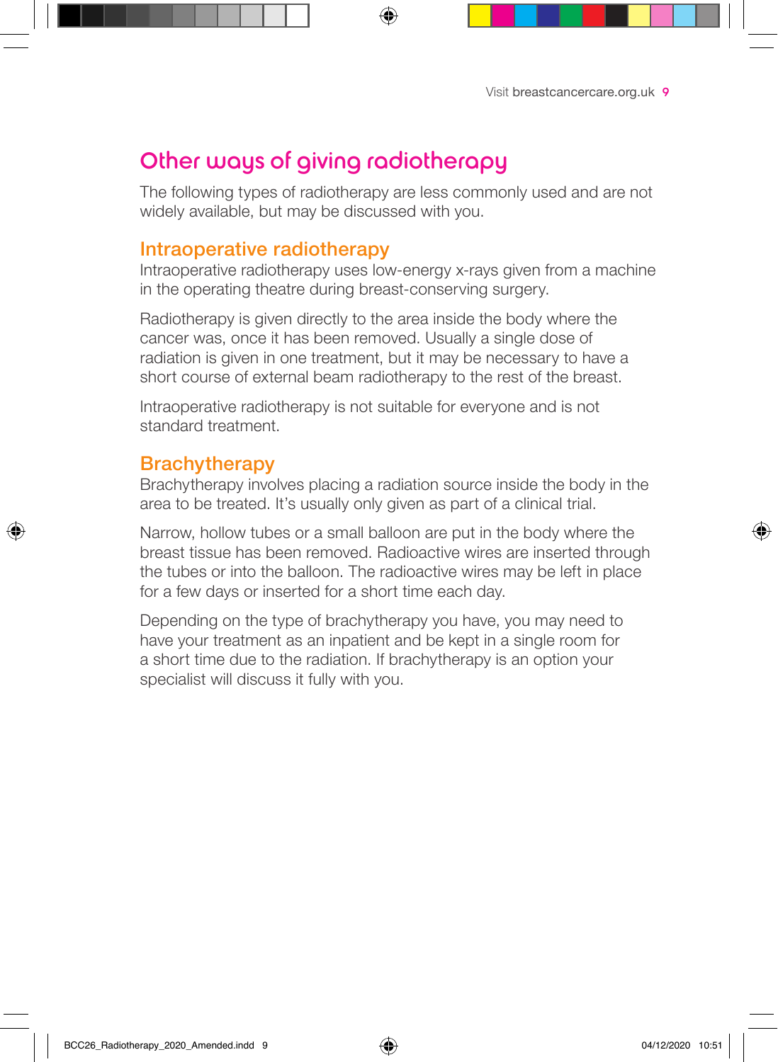# Other ways of giving radiotherapy

The following types of radiotherapy are less commonly used and are not widely available, but may be discussed with you.

## Intraoperative radiotherapy

Intraoperative radiotherapy uses low-energy x-rays given from a machine in the operating theatre during breast-conserving surgery.

Radiotherapy is given directly to the area inside the body where the cancer was, once it has been removed. Usually a single dose of radiation is given in one treatment, but it may be necessary to have a short course of external beam radiotherapy to the rest of the breast.

Intraoperative radiotherapy is not suitable for everyone and is not standard treatment.

## Brachytherapy

Brachytherapy involves placing a radiation source inside the body in the area to be treated. It's usually only given as part of a clinical trial.

Narrow, hollow tubes or a small balloon are put in the body where the breast tissue has been removed. Radioactive wires are inserted through the tubes or into the balloon. The radioactive wires may be left in place for a few days or inserted for a short time each day.

Depending on the type of brachytherapy you have, you may need to have your treatment as an inpatient and be kept in a single room for a short time due to the radiation. If brachytherapy is an option your specialist will discuss it fully with you.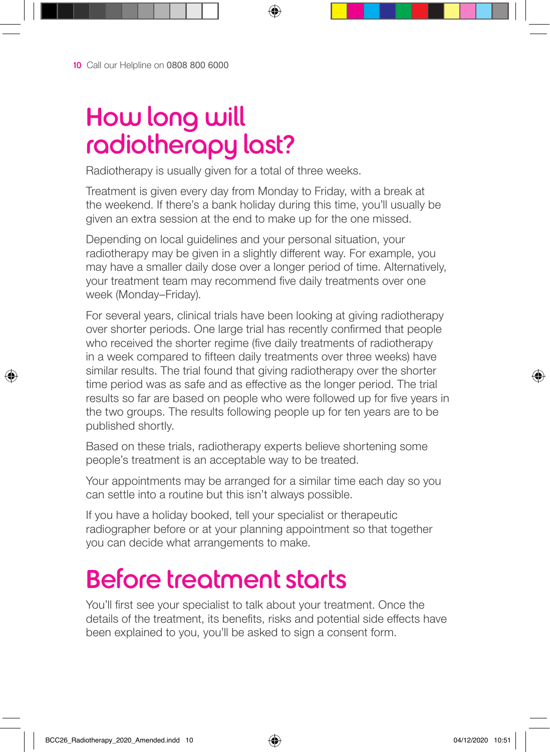# How long will radiotherapy last?

Radiotherapy is usually given for a total of three weeks.

Treatment is given every day from Monday to Friday, with a break at the weekend. If there's a bank holiday during this time, you'll usually be given an extra session at the end to make up for the one missed.

Depending on local guidelines and your personal situation, your radiotherapy may be given in a slightly different way. For example, you may have a smaller daily dose over a longer period of time. Alternatively, your treatment team may recommend five daily treatments over one week (Monday–Friday).

For several years, clinical trials have been looking at giving radiotherapy over shorter periods. One large trial has recently confirmed that people who received the shorter regime (five daily treatments of radiotherapy in a week compared to fifteen daily treatments over three weeks) have similar results. The trial found that giving radiotherapy over the shorter time period was as safe and as effective as the longer period. The trial results so far are based on people who were followed up for five years in the two groups. The results following people up for ten years are to be published shortly.

Based on these trials, radiotherapy experts believe shortening some people's treatment is an acceptable way to be treated.

Your appointments may be arranged for a similar time each day so you can settle into a routine but this isn't always possible.

If you have a holiday booked, tell your specialist or therapeutic radiographer before or at your planning appointment so that together you can decide what arrangements to make.

# Before treatment starts

You'll first see your specialist to talk about your treatment. Once the details of the treatment, its benefits, risks and potential side effects have been explained to you, you'll be asked to sign a consent form.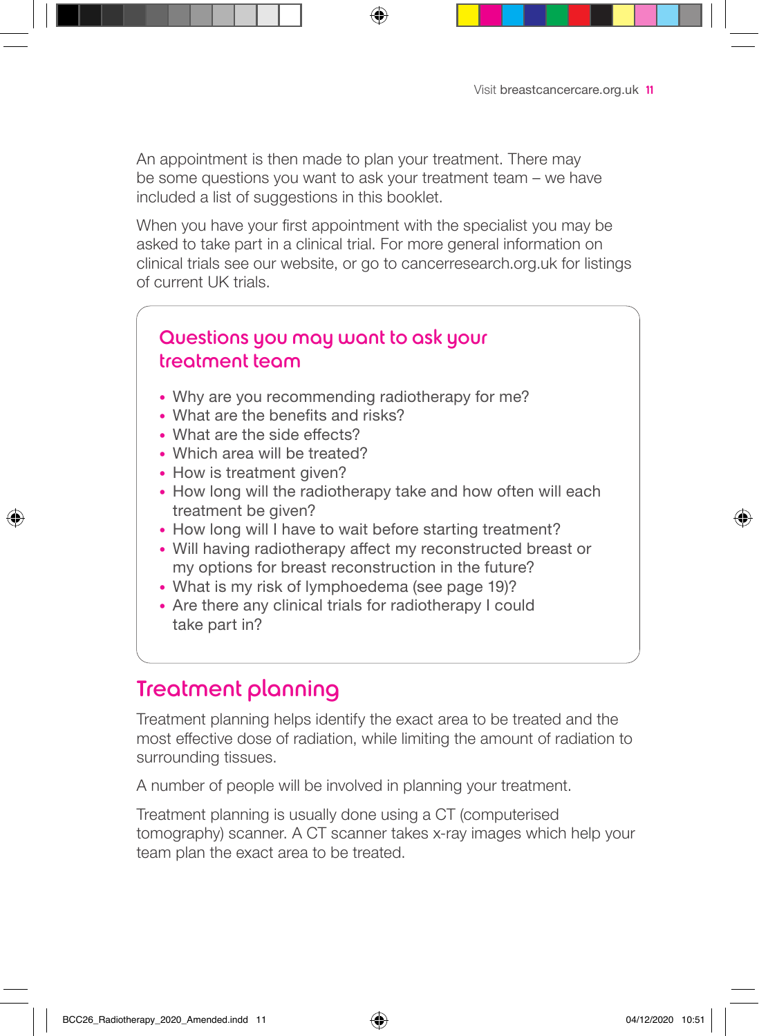An appointment is then made to plan your treatment. There may be some questions you want to ask your treatment team – we have included a list of suggestions in this booklet.

When you have your first appointment with the specialist you may be asked to take part in a clinical trial. For more general information on clinical trials see our website, or go to cancerresearch.org.uk for listings of current UK trials.

### Questions you may want to ask your treatment team

- Why are you recommending radiotherapy for me?
- What are the benefits and risks?
- What are the side effects?
- Which area will be treated?
- How is treatment given?
- How long will the radiotherapy take and how often will each treatment be given?
- How long will I have to wait before starting treatment?
- Will having radiotherapy affect my reconstructed breast or my options for breast reconstruction in the future?
- What is my risk of lymphoedema (see page 19)?
- Are there any clinical trials for radiotherapy I could take part in?

## Treatment planning

Treatment planning helps identify the exact area to be treated and the most effective dose of radiation, while limiting the amount of radiation to surrounding tissues.

A number of people will be involved in planning your treatment.

Treatment planning is usually done using a CT (computerised tomography) scanner. A CT scanner takes x-ray images which help your team plan the exact area to be treated.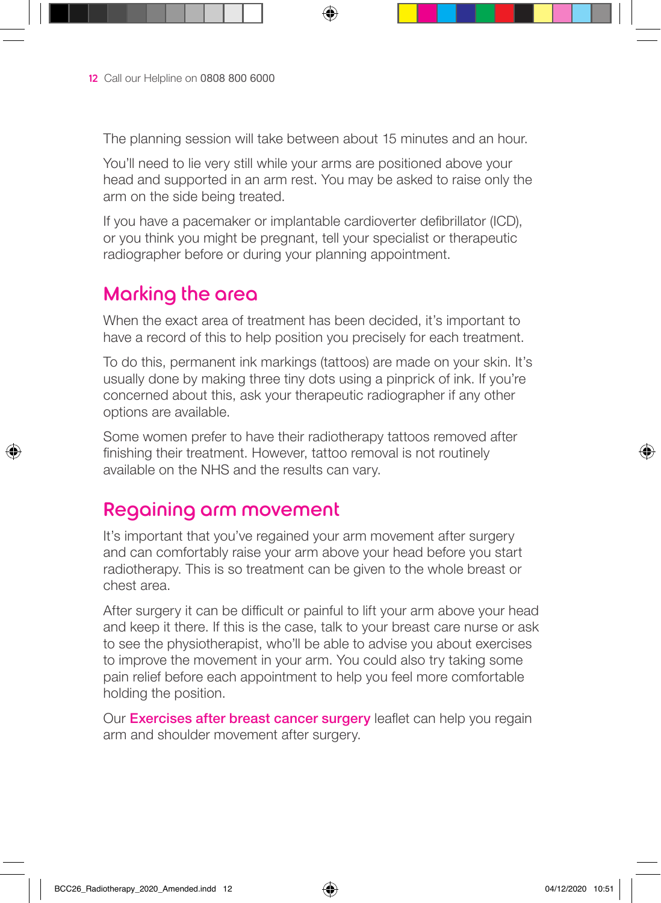The planning session will take between about 15 minutes and an hour.

You'll need to lie very still while your arms are positioned above your head and supported in an arm rest. You may be asked to raise only the arm on the side being treated.

If you have a pacemaker or implantable cardioverter defibrillator (ICD), or you think you might be pregnant, tell your specialist or therapeutic radiographer before or during your planning appointment.

## Marking the area

When the exact area of treatment has been decided, it's important to have a record of this to help position you precisely for each treatment.

To do this, permanent ink markings (tattoos) are made on your skin. It's usually done by making three tiny dots using a pinprick of ink. If you're concerned about this, ask your therapeutic radiographer if any other options are available.

Some women prefer to have their radiotherapy tattoos removed after finishing their treatment. However, tattoo removal is not routinely available on the NHS and the results can vary.

## Regaining arm movement

It's important that you've regained your arm movement after surgery and can comfortably raise your arm above your head before you start radiotherapy. This is so treatment can be given to the whole breast or chest area.

After surgery it can be difficult or painful to lift your arm above your head and keep it there. If this is the case, talk to your breast care nurse or ask to see the physiotherapist, who'll be able to advise you about exercises to improve the movement in your arm. You could also try taking some pain relief before each appointment to help you feel more comfortable holding the position.

Our **Exercises after breast cancer surgery** leaflet can help you regain arm and shoulder movement after surgery.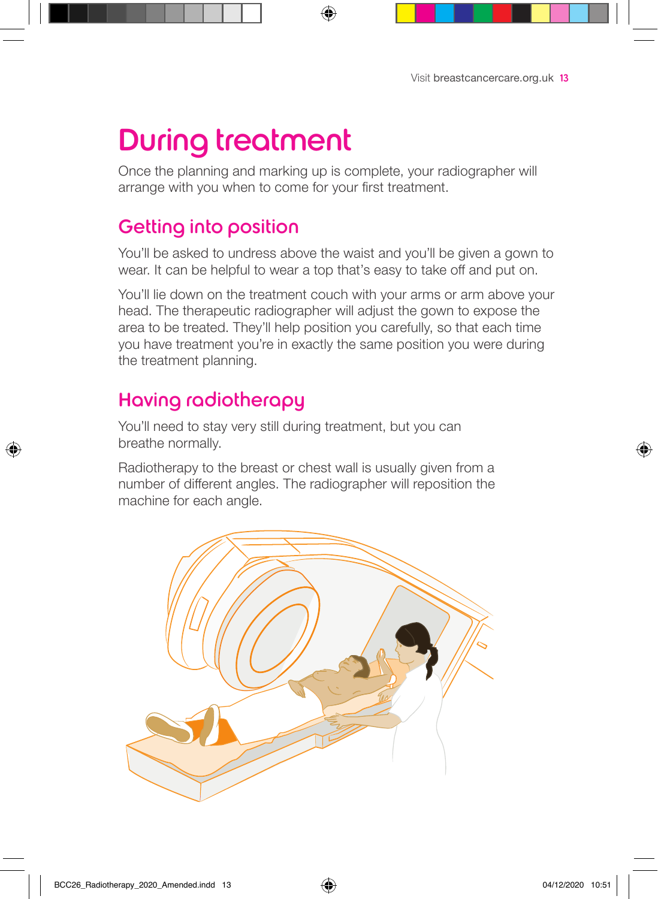# During treatment

Once the planning and marking up is complete, your radiographer will arrange with you when to come for your first treatment.

## Getting into position

You'll be asked to undress above the waist and you'll be given a gown to wear. It can be helpful to wear a top that's easy to take off and put on.

You'll lie down on the treatment couch with your arms or arm above your head. The therapeutic radiographer will adjust the gown to expose the area to be treated. They'll help position you carefully, so that each time you have treatment you're in exactly the same position you were during the treatment planning.

## Having radiotherapy

You'll need to stay very still during treatment, but you can breathe normally.

Radiotherapy to the breast or chest wall is usually given from a number of different angles. The radiographer will reposition the machine for each angle.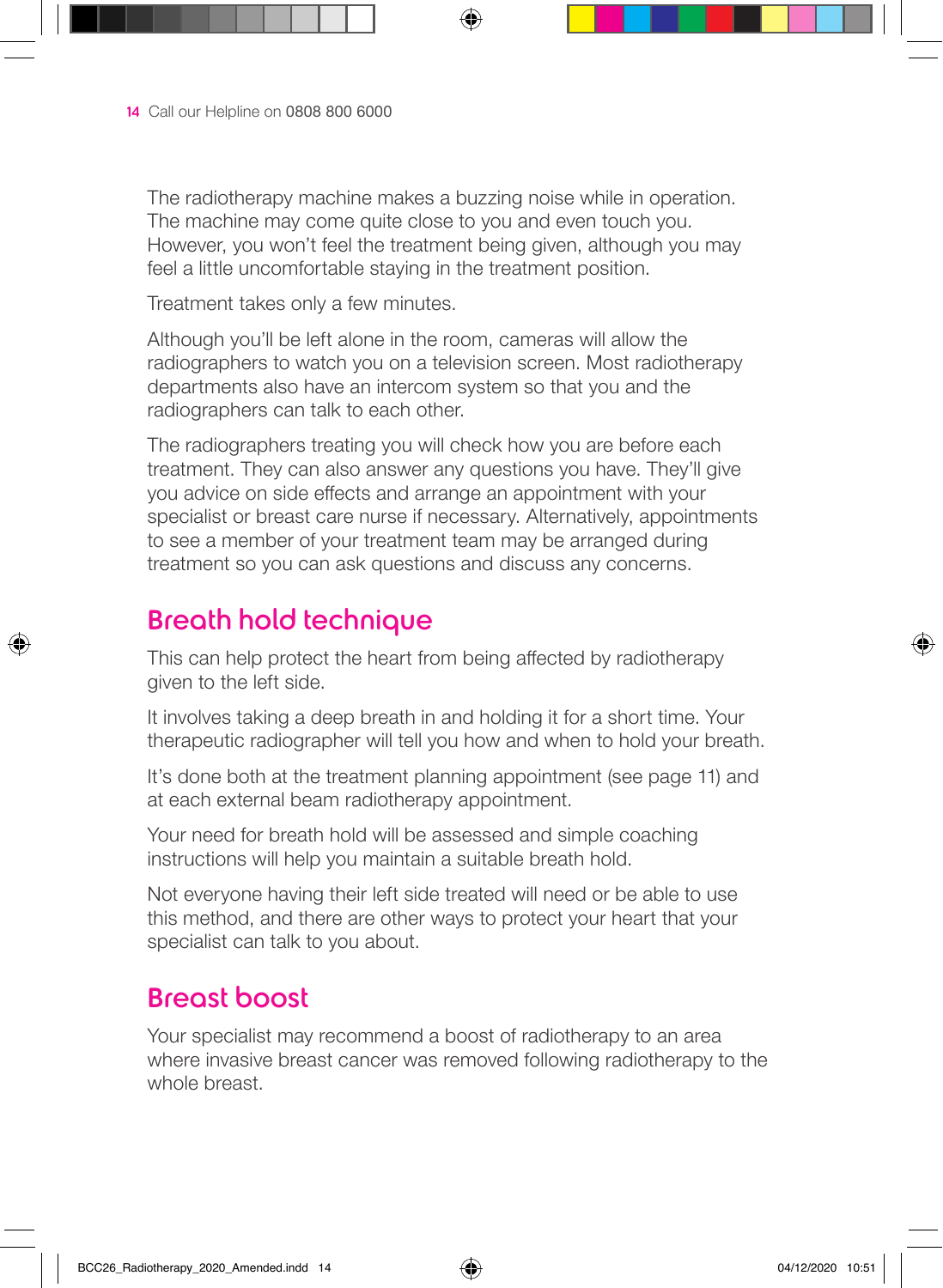The radiotherapy machine makes a buzzing noise while in operation. The machine may come quite close to you and even touch you. However, you won't feel the treatment being given, although you may feel a little uncomfortable staying in the treatment position.

Treatment takes only a few minutes.

Although you'll be left alone in the room, cameras will allow the radiographers to watch you on a television screen. Most radiotherapy departments also have an intercom system so that you and the radiographers can talk to each other.

The radiographers treating you will check how you are before each treatment. They can also answer any questions you have. They'll give you advice on side effects and arrange an appointment with your specialist or breast care nurse if necessary. Alternatively, appointments to see a member of your treatment team may be arranged during treatment so you can ask questions and discuss any concerns.

## Breath hold technique

This can help protect the heart from being affected by radiotherapy given to the left side.

It involves taking a deep breath in and holding it for a short time. Your therapeutic radiographer will tell you how and when to hold your breath.

It's done both at the treatment planning appointment (see page 11) and at each external beam radiotherapy appointment.

Your need for breath hold will be assessed and simple coaching instructions will help you maintain a suitable breath hold.

Not everyone having their left side treated will need or be able to use this method, and there are other ways to protect your heart that your specialist can talk to you about.

## Breast boost

Your specialist may recommend a boost of radiotherapy to an area where invasive breast cancer was removed following radiotherapy to the whole breast.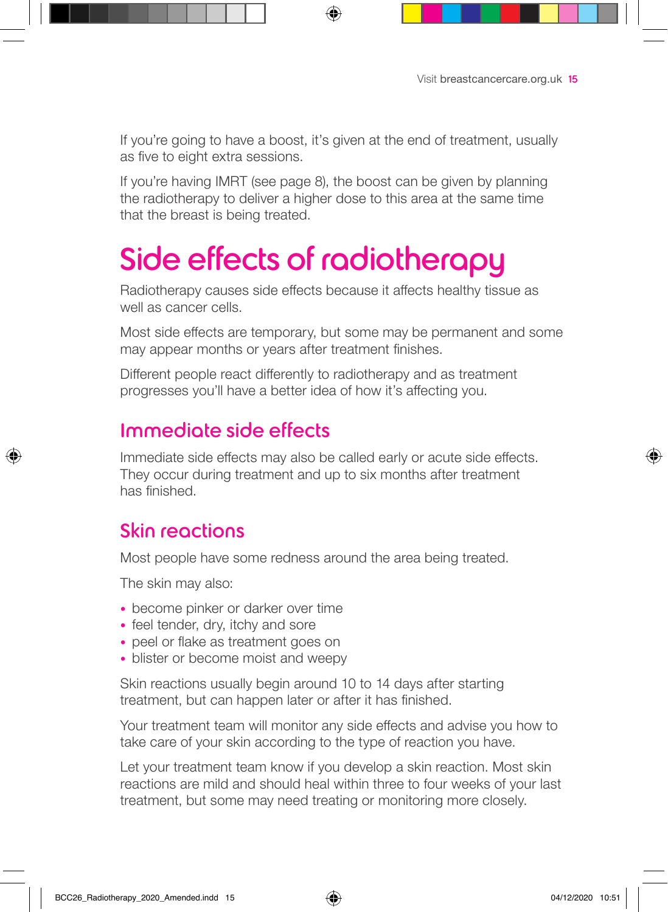If you're going to have a boost, it's given at the end of treatment, usually as five to eight extra sessions.

If you're having IMRT (see page 8), the boost can be given by planning the radiotherapy to deliver a higher dose to this area at the same time that the breast is being treated.

# Side effects of radiotherapy

Radiotherapy causes side effects because it affects healthy tissue as well as cancer cells.

Most side effects are temporary, but some may be permanent and some may appear months or years after treatment finishes.

Different people react differently to radiotherapy and as treatment progresses you'll have a better idea of how it's affecting you.

## Immediate side effects

Immediate side effects may also be called early or acute side effects. They occur during treatment and up to six months after treatment has finished.

## Skin reactions

Most people have some redness around the area being treated.

The skin may also:

- become pinker or darker over time
- feel tender, dry, itchy and sore
- peel or flake as treatment goes on
- blister or become moist and weepy

Skin reactions usually begin around 10 to 14 days after starting treatment, but can happen later or after it has finished.

Your treatment team will monitor any side effects and advise you how to take care of your skin according to the type of reaction you have.

Let your treatment team know if you develop a skin reaction. Most skin reactions are mild and should heal within three to four weeks of your last treatment, but some may need treating or monitoring more closely.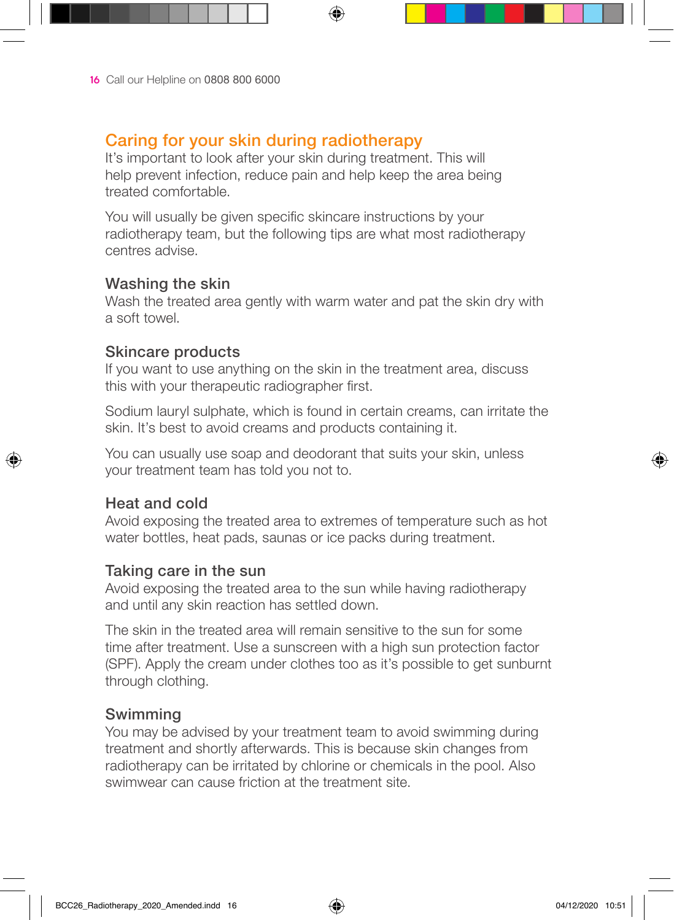## Caring for your skin during radiotherapy

It's important to look after your skin during treatment. This will help prevent infection, reduce pain and help keep the area being treated comfortable.

You will usually be given specific skincare instructions by your radiotherapy team, but the following tips are what most radiotherapy centres advise.

### Washing the skin

Wash the treated area gently with warm water and pat the skin dry with a soft towel.

### Skincare products

If you want to use anything on the skin in the treatment area, discuss this with your therapeutic radiographer first.

Sodium lauryl sulphate, which is found in certain creams, can irritate the skin. It's best to avoid creams and products containing it.

You can usually use soap and deodorant that suits your skin, unless your treatment team has told you not to.

### Heat and cold

Avoid exposing the treated area to extremes of temperature such as hot water bottles, heat pads, saunas or ice packs during treatment.

### Taking care in the sun

Avoid exposing the treated area to the sun while having radiotherapy and until any skin reaction has settled down.

The skin in the treated area will remain sensitive to the sun for some time after treatment. Use a sunscreen with a high sun protection factor (SPF). Apply the cream under clothes too as it's possible to get sunburnt through clothing.

### Swimming

You may be advised by your treatment team to avoid swimming during treatment and shortly afterwards. This is because skin changes from radiotherapy can be irritated by chlorine or chemicals in the pool. Also swimwear can cause friction at the treatment site.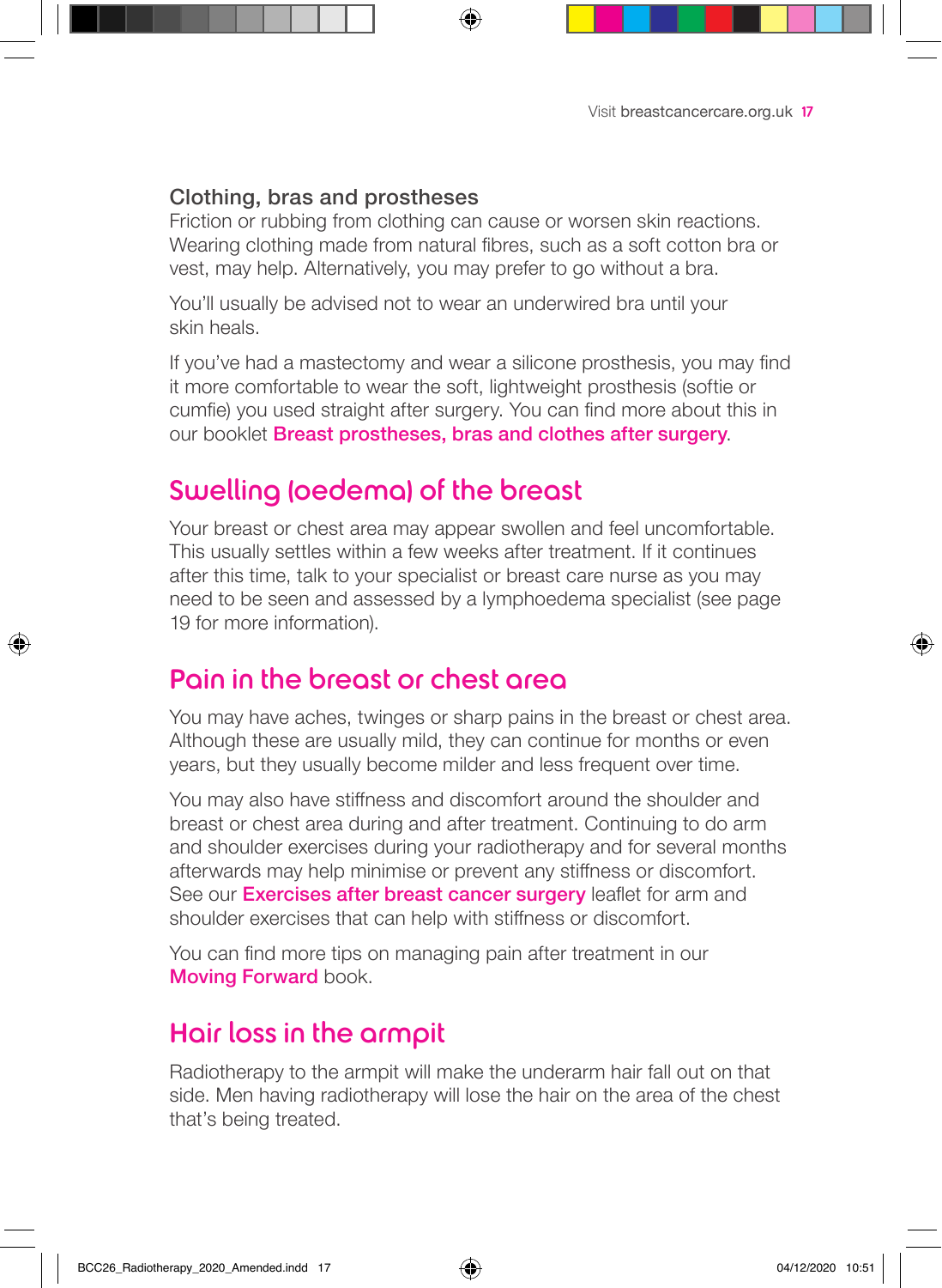### Clothing, bras and prostheses

Friction or rubbing from clothing can cause or worsen skin reactions. Wearing clothing made from natural fibres, such as a soft cotton bra or vest, may help. Alternatively, you may prefer to go without a bra.

You'll usually be advised not to wear an underwired bra until your skin heals.

If you've had a mastectomy and wear a silicone prosthesis, you may find it more comfortable to wear the soft, lightweight prosthesis (softie or cumfie) you used straight after surgery. You can find more about this in our booklet **Breast prostheses, bras and clothes after surgery**.

## Swelling (oedema) of the breast

Your breast or chest area may appear swollen and feel uncomfortable. This usually settles within a few weeks after treatment. If it continues after this time, talk to your specialist or breast care nurse as you may need to be seen and assessed by a lymphoedema specialist (see page 19 for more information).

## Pain in the breast or chest area

You may have aches, twinges or sharp pains in the breast or chest area. Although these are usually mild, they can continue for months or even years, but they usually become milder and less frequent over time.

You may also have stiffness and discomfort around the shoulder and breast or chest area during and after treatment. Continuing to do arm and shoulder exercises during your radiotherapy and for several months afterwards may help minimise or prevent any stiffness or discomfort. See our **Exercises after breast cancer surgery** leaflet for arm and shoulder exercises that can help with stiffness or discomfort.

You can find more tips on managing pain after treatment in our **Moving Forward** book.

## Hair loss in the armpit

Radiotherapy to the armpit will make the underarm hair fall out on that side. Men having radiotherapy will lose the hair on the area of the chest that's being treated.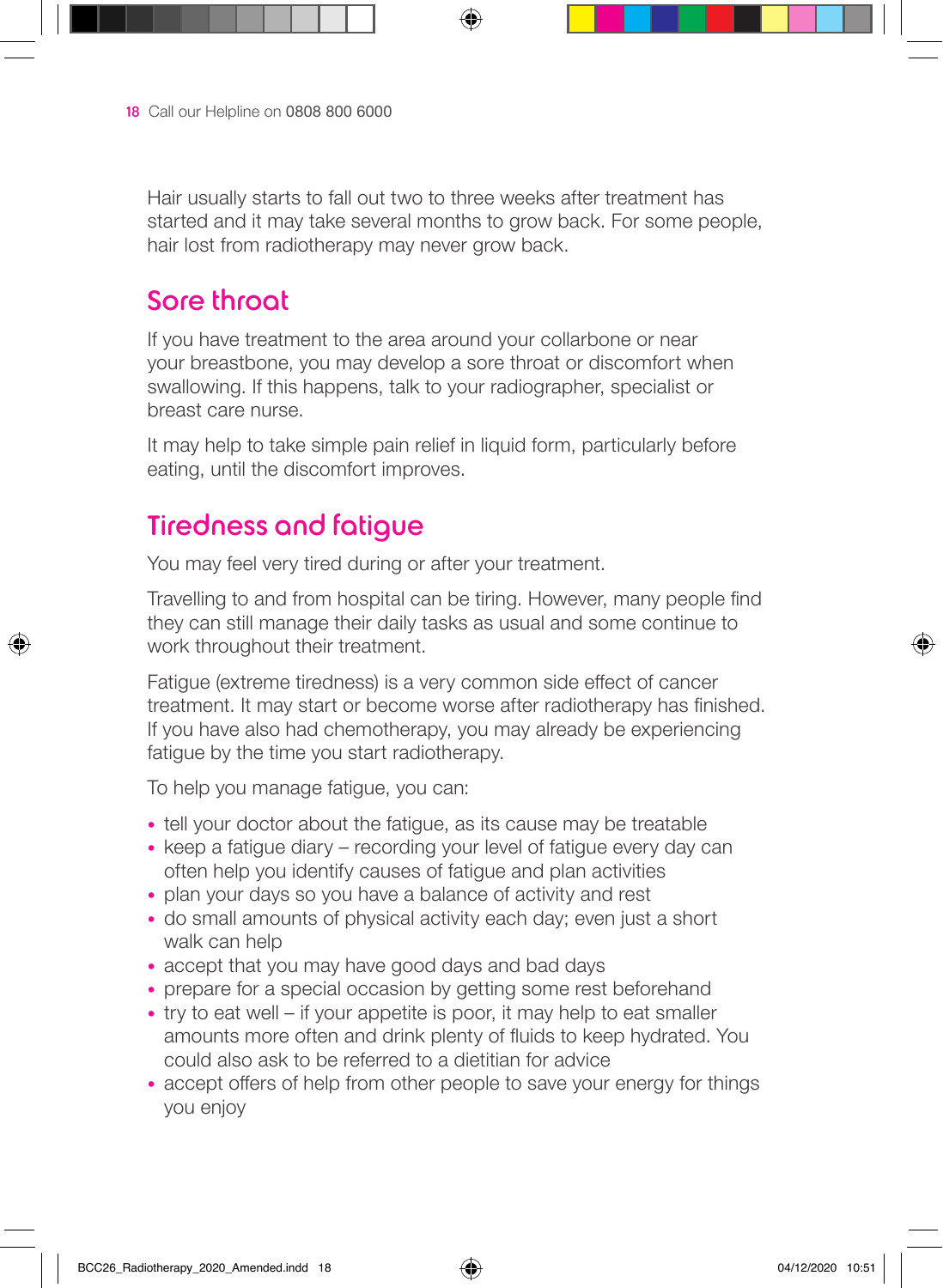Hair usually starts to fall out two to three weeks after treatment has started and it may take several months to grow back. For some people, hair lost from radiotherapy may never grow back.

## Sore throat

If you have treatment to the area around your collarbone or near your breastbone, you may develop a sore throat or discomfort when swallowing. If this happens, talk to your radiographer, specialist or breast care nurse.

It may help to take simple pain relief in liquid form, particularly before eating, until the discomfort improves.

## Tiredness and fatigue

You may feel very tired during or after your treatment.

Travelling to and from hospital can be tiring. However, many people find they can still manage their daily tasks as usual and some continue to work throughout their treatment.

Fatigue (extreme tiredness) is a very common side effect of cancer treatment. It may start or become worse after radiotherapy has finished. If you have also had chemotherapy, you may already be experiencing fatigue by the time you start radiotherapy.

To help you manage fatigue, you can:

- tell your doctor about the fatigue, as its cause may be treatable
- keep a fatigue diary – recording your level of fatigue every day can often help you identify causes of fatigue and plan activities
- plan your days so you have a balance of activity and rest
- do small amounts of physical activity each day; even just a short walk can help
- accept that you may have good days and bad days
- prepare for a special occasion by getting some rest beforehand
- try to eat well – if your appetite is poor, it may help to eat smaller amounts more often and drink plenty of fluids to keep hydrated. You could also ask to be referred to a dietitian for advice
- accept offers of help from other people to save your energy for things you enjoy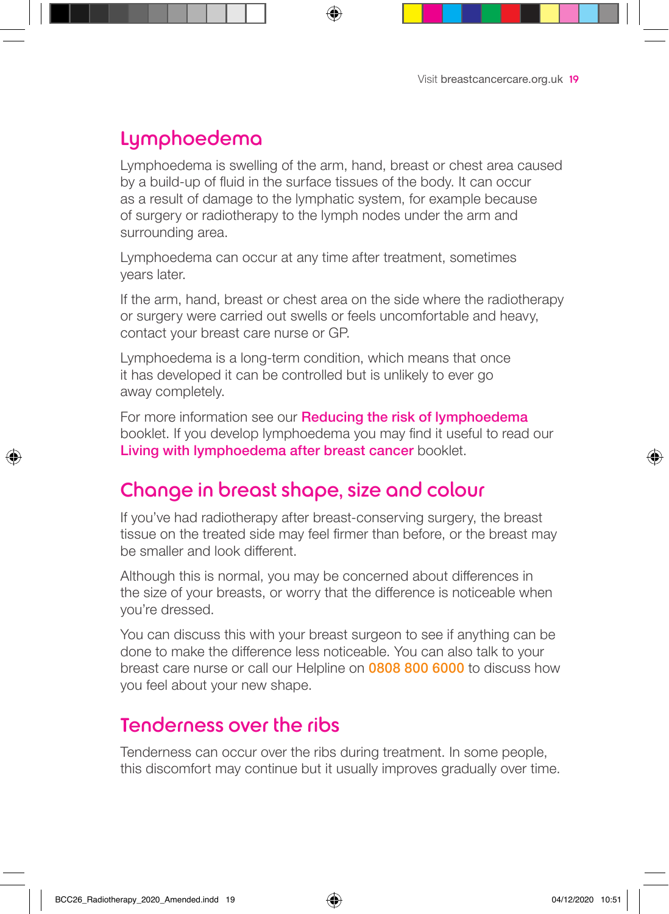## Lymphoedema

Lymphoedema is swelling of the arm, hand, breast or chest area caused by a build-up of fluid in the surface tissues of the body. It can occur as a result of damage to the lymphatic system, for example because of surgery or radiotherapy to the lymph nodes under the arm and surrounding area.

Lymphoedema can occur at any time after treatment, sometimes years later.

If the arm, hand, breast or chest area on the side where the radiotherapy or surgery were carried out swells or feels uncomfortable and heavy, contact your breast care nurse or GP.

Lymphoedema is a long-term condition, which means that once it has developed it can be controlled but is unlikely to ever go away completely.

For more information see our **Reducing the risk of lymphoedema** booklet. If you develop lymphoedema you may find it useful to read our **Living with lymphoedema after breast cancer** booklet.

## Change in breast shape, size and colour

If you've had radiotherapy after breast-conserving surgery, the breast tissue on the treated side may feel firmer than before, or the breast may be smaller and look different.

Although this is normal, you may be concerned about differences in the size of your breasts, or worry that the difference is noticeable when you're dressed.

You can discuss this with your breast surgeon to see if anything can be done to make the difference less noticeable. You can also talk to your breast care nurse or call our Helpline on **0808 800 6000** to discuss how you feel about your new shape.

## Tenderness over the ribs

Tenderness can occur over the ribs during treatment. In some people, this discomfort may continue but it usually improves gradually over time.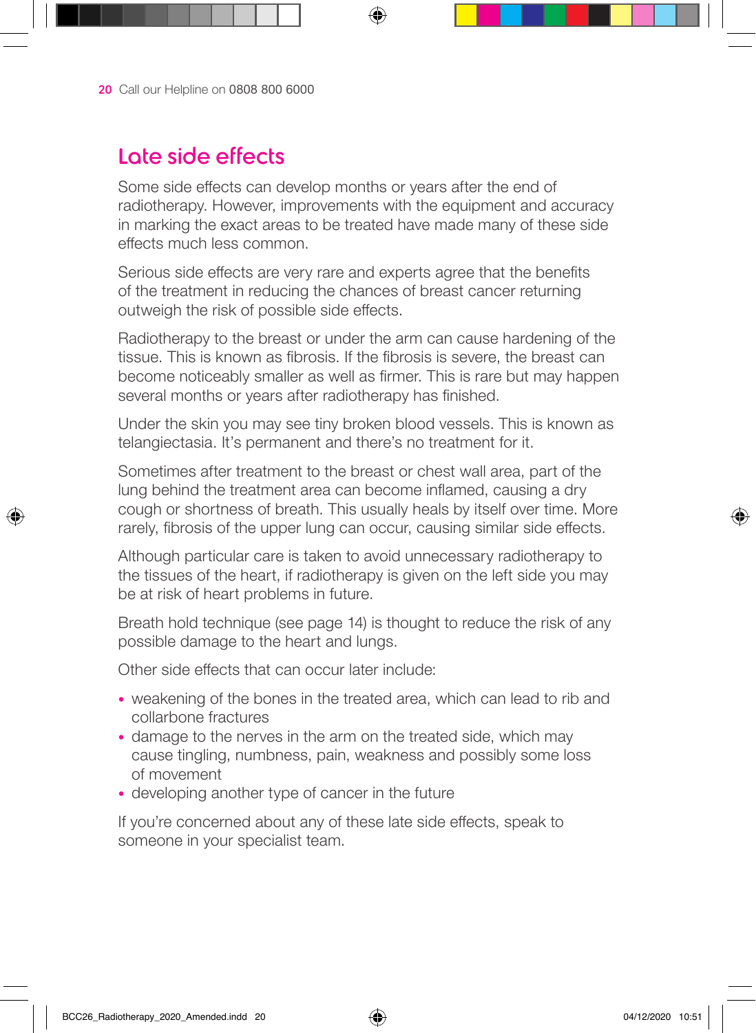## Late side effects

Some side effects can develop months or years after the end of radiotherapy. However, improvements with the equipment and accuracy in marking the exact areas to be treated have made many of these side effects much less common.

Serious side effects are very rare and experts agree that the benefits of the treatment in reducing the chances of breast cancer returning outweigh the risk of possible side effects.

Radiotherapy to the breast or under the arm can cause hardening of the tissue. This is known as fibrosis. If the fibrosis is severe, the breast can become noticeably smaller as well as firmer. This is rare but may happen several months or years after radiotherapy has finished.

Under the skin you may see tiny broken blood vessels. This is known as telangiectasia. It's permanent and there's no treatment for it.

Sometimes after treatment to the breast or chest wall area, part of the lung behind the treatment area can become inflamed, causing a dry cough or shortness of breath. This usually heals by itself over time. More rarely, fibrosis of the upper lung can occur, causing similar side effects.

Although particular care is taken to avoid unnecessary radiotherapy to the tissues of the heart, if radiotherapy is given on the left side you may be at risk of heart problems in future.

Breath hold technique (see page 14) is thought to reduce the risk of any possible damage to the heart and lungs.

Other side effects that can occur later include:

- weakening of the bones in the treated area, which can lead to rib and collarbone fractures
- damage to the nerves in the arm on the treated side, which may cause tingling, numbness, pain, weakness and possibly some loss of movement
- developing another type of cancer in the future

If you're concerned about any of these late side effects, speak to someone in your specialist team.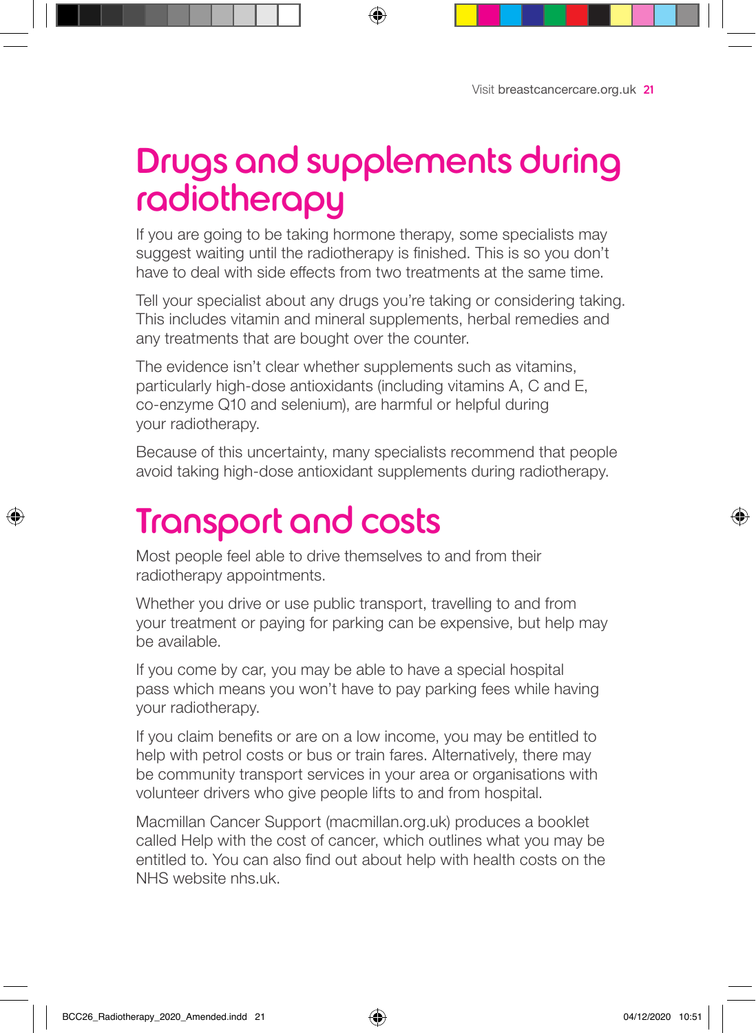# Drugs and supplements during radiotherapy

If you are going to be taking hormone therapy, some specialists may suggest waiting until the radiotherapy is finished. This is so you don't have to deal with side effects from two treatments at the same time.

Tell your specialist about any drugs you're taking or considering taking. This includes vitamin and mineral supplements, herbal remedies and any treatments that are bought over the counter.

The evidence isn't clear whether supplements such as vitamins, particularly high-dose antioxidants (including vitamins A, C and E, co-enzyme Q10 and selenium), are harmful or helpful during your radiotherapy.

Because of this uncertainty, many specialists recommend that people avoid taking high-dose antioxidant supplements during radiotherapy.

# Transport and costs

Most people feel able to drive themselves to and from their radiotherapy appointments.

Whether you drive or use public transport, travelling to and from your treatment or paying for parking can be expensive, but help may be available.

If you come by car, you may be able to have a special hospital pass which means you won't have to pay parking fees while having your radiotherapy.

If you claim benefits or are on a low income, you may be entitled to help with petrol costs or bus or train fares. Alternatively, there may be community transport services in your area or organisations with volunteer drivers who give people lifts to and from hospital.

Macmillan Cancer Support (macmillan.org.uk) produces a booklet called Help with the cost of cancer, which outlines what you may be entitled to. You can also find out about help with health costs on the NHS website nhs.uk.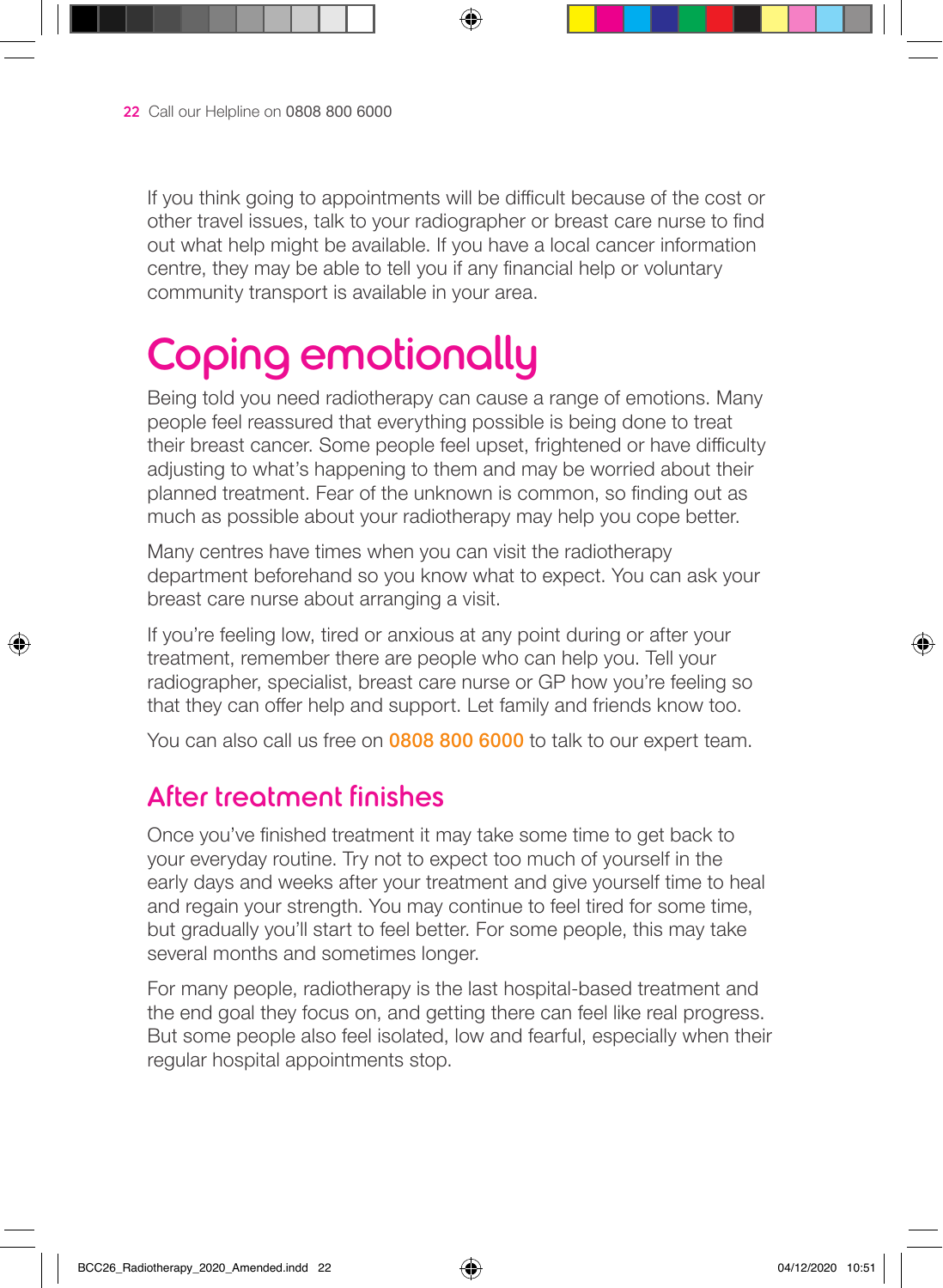If you think going to appointments will be difficult because of the cost or other travel issues, talk to your radiographer or breast care nurse to find out what help might be available. If you have a local cancer information centre, they may be able to tell you if any financial help or voluntary community transport is available in your area.

# Coping emotionally

Being told you need radiotherapy can cause a range of emotions. Many people feel reassured that everything possible is being done to treat their breast cancer. Some people feel upset, frightened or have difficulty adjusting to what's happening to them and may be worried about their planned treatment. Fear of the unknown is common, so finding out as much as possible about your radiotherapy may help you cope better.

Many centres have times when you can visit the radiotherapy department beforehand so you know what to expect. You can ask your breast care nurse about arranging a visit.

If you're feeling low, tired or anxious at any point during or after your treatment, remember there are people who can help you. Tell your radiographer, specialist, breast care nurse or GP how you're feeling so that they can offer help and support. Let family and friends know too.

You can also call us free on **0808 800 6000** to talk to our expert team.

## After treatment finishes

Once you've finished treatment it may take some time to get back to your everyday routine. Try not to expect too much of yourself in the early days and weeks after your treatment and give yourself time to heal and regain your strength. You may continue to feel tired for some time, but gradually you'll start to feel better. For some people, this may take several months and sometimes longer.

For many people, radiotherapy is the last hospital-based treatment and the end goal they focus on, and getting there can feel like real progress. But some people also feel isolated, low and fearful, especially when their regular hospital appointments stop.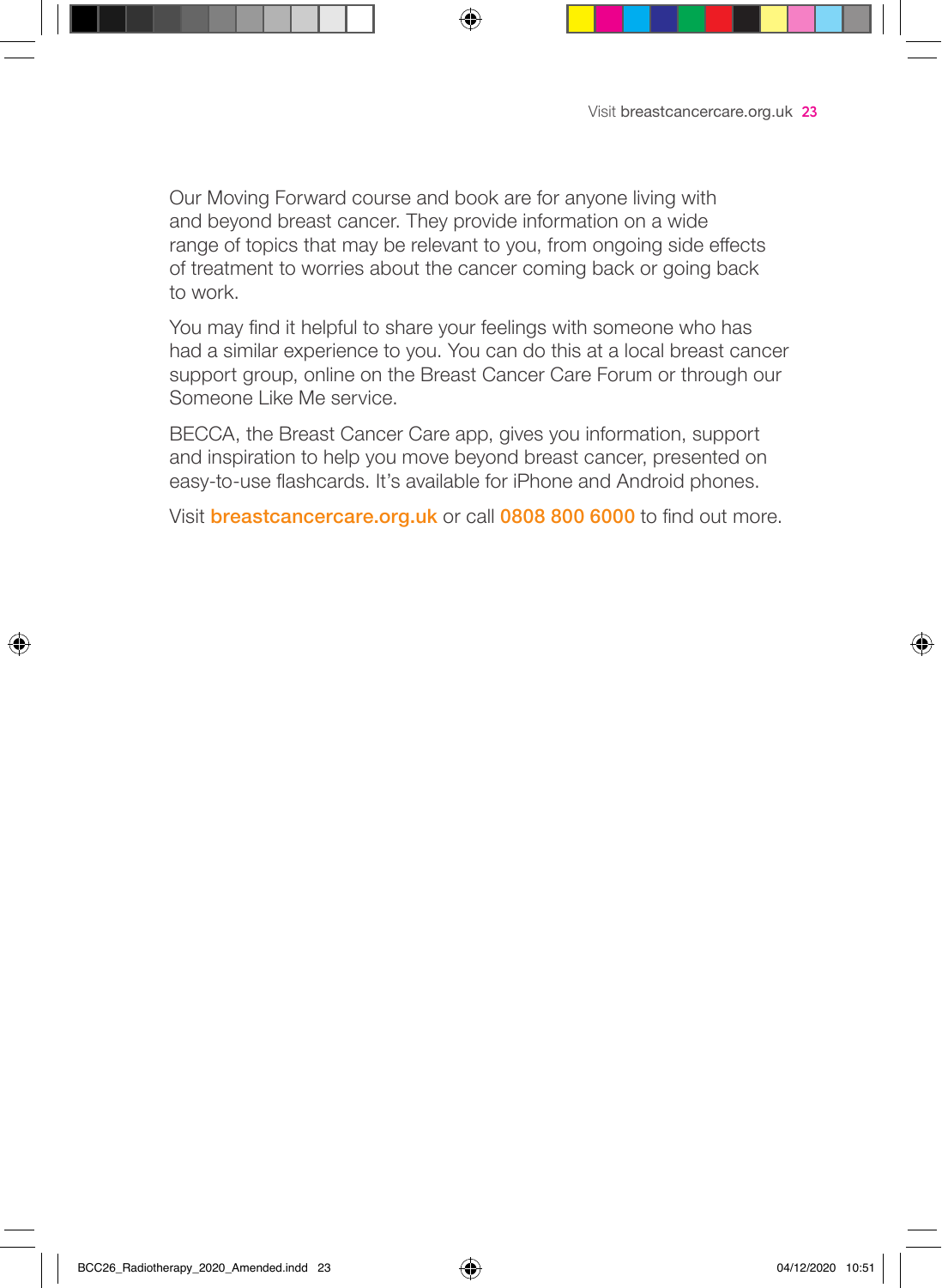Our Moving Forward course and book are for anyone living with and beyond breast cancer. They provide information on a wide range of topics that may be relevant to you, from ongoing side effects of treatment to worries about the cancer coming back or going back to work.

You may find it helpful to share your feelings with someone who has had a similar experience to you. You can do this at a local breast cancer support group, online on the Breast Cancer Care Forum or through our Someone Like Me service.

BECCA, the Breast Cancer Care app, gives you information, support and inspiration to help you move beyond breast cancer, presented on easy-to-use flashcards. It's available for iPhone and Android phones.

Visit **breastcancercare.org.uk** or call **0808 800 6000** to find out more.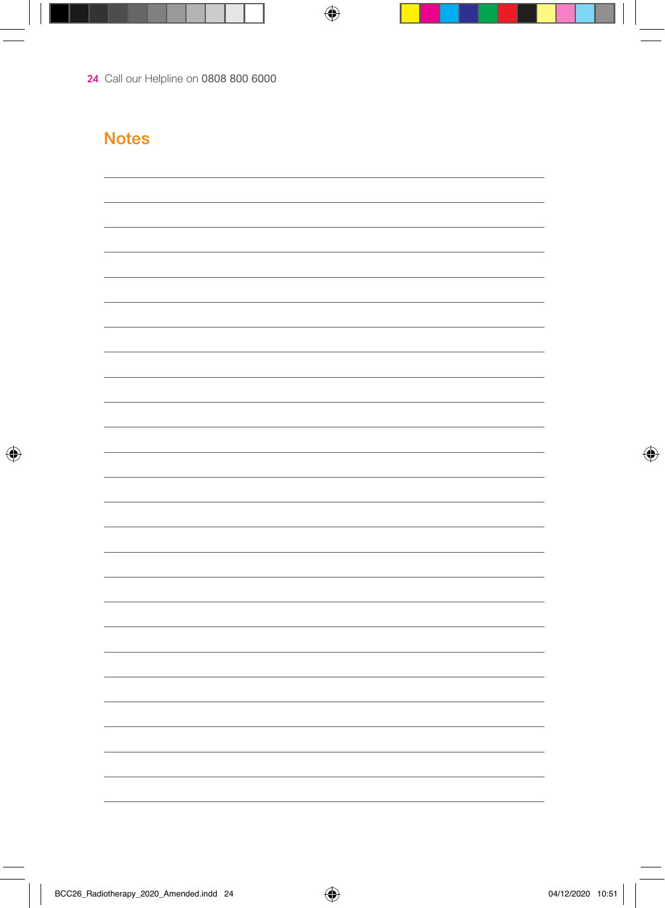## Notes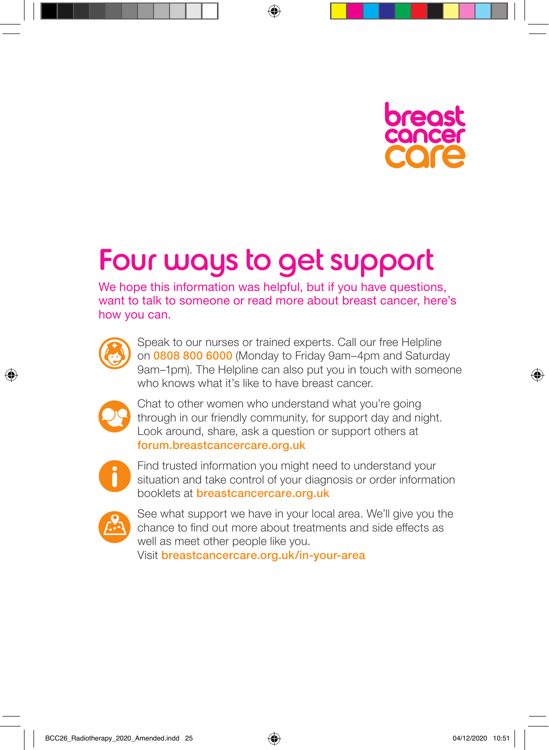breast cancer care

# Four ways to get support

We hope this information was helpful, but if you have questions, want to talk to someone or read more about breast cancer, here's how you can.

Speak to our nurses or trained experts. Call our free Helpline on **0808 800 6000** (Monday to Friday 9am–4pm and Saturday 9am–1pm). The Helpline can also put you in touch with someone who knows what it's like to have breast cancer.

Chat to other women who understand what you're going through in our friendly community, for support day and night. Look around, share, ask a question or support others at **forum.breastcancercare.org.uk**

Find trusted information you might need to understand your situation and take control of your diagnosis or order information booklets at **breastcancercare.org.uk**

See what support we have in your local area. We'll give you the chance to find out more about treatments and side effects as well as meet other people like you.
Visit **breastcancercare.org.uk/in-your-area**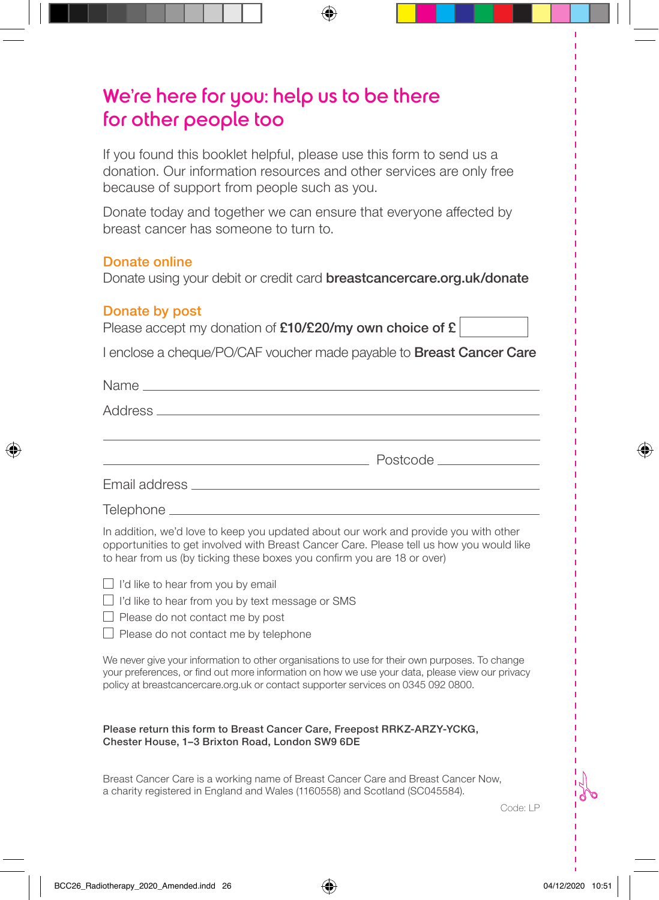# We're here for you: help us to be there for other people too

If you found this booklet helpful, please use this form to send us a donation. Our information resources and other services are only free because of support from people such as you.

Donate today and together we can ensure that everyone affected by breast cancer has someone to turn to.

## Donate online

Donate using your debit or credit card **breastcancercare.org.uk/donate**

## Donate by post

Please accept my donation of **£10/£20/my own choice of £** ________

I enclose a cheque/PO/CAF voucher made payable to **Breast Cancer Care**

Name ______________________________________________

Address ____________________________________________

___________________________________________________

______________________________ Postcode ______________

Email address _______________________________________

Telephone __________________________________________

In addition, we'd love to keep you updated about our work and provide you with other opportunities to get involved with Breast Cancer Care. Please tell us how you would like to hear from us (by ticking these boxes you confirm you are 18 or over)

- ☐ I'd like to hear from you by email
- ☐ I'd like to hear from you by text message or SMS
- ☐ Please do not contact me by post
- ☐ Please do not contact me by telephone

We never give your information to other organisations to use for their own purposes. To change your preferences, or find out more information on how we use your data, please view our privacy policy at breastcancercare.org.uk or contact supporter services on 0345 092 0800.

**Please return this form to Breast Cancer Care, Freepost RRKZ-ARZY-YCKG, Chester House, 1–3 Brixton Road, London SW9 6DE**

Breast Cancer Care is a working name of Breast Cancer Care and Breast Cancer Now, a charity registered in England and Wales (1160558) and Scotland (SC045584).

Code: LP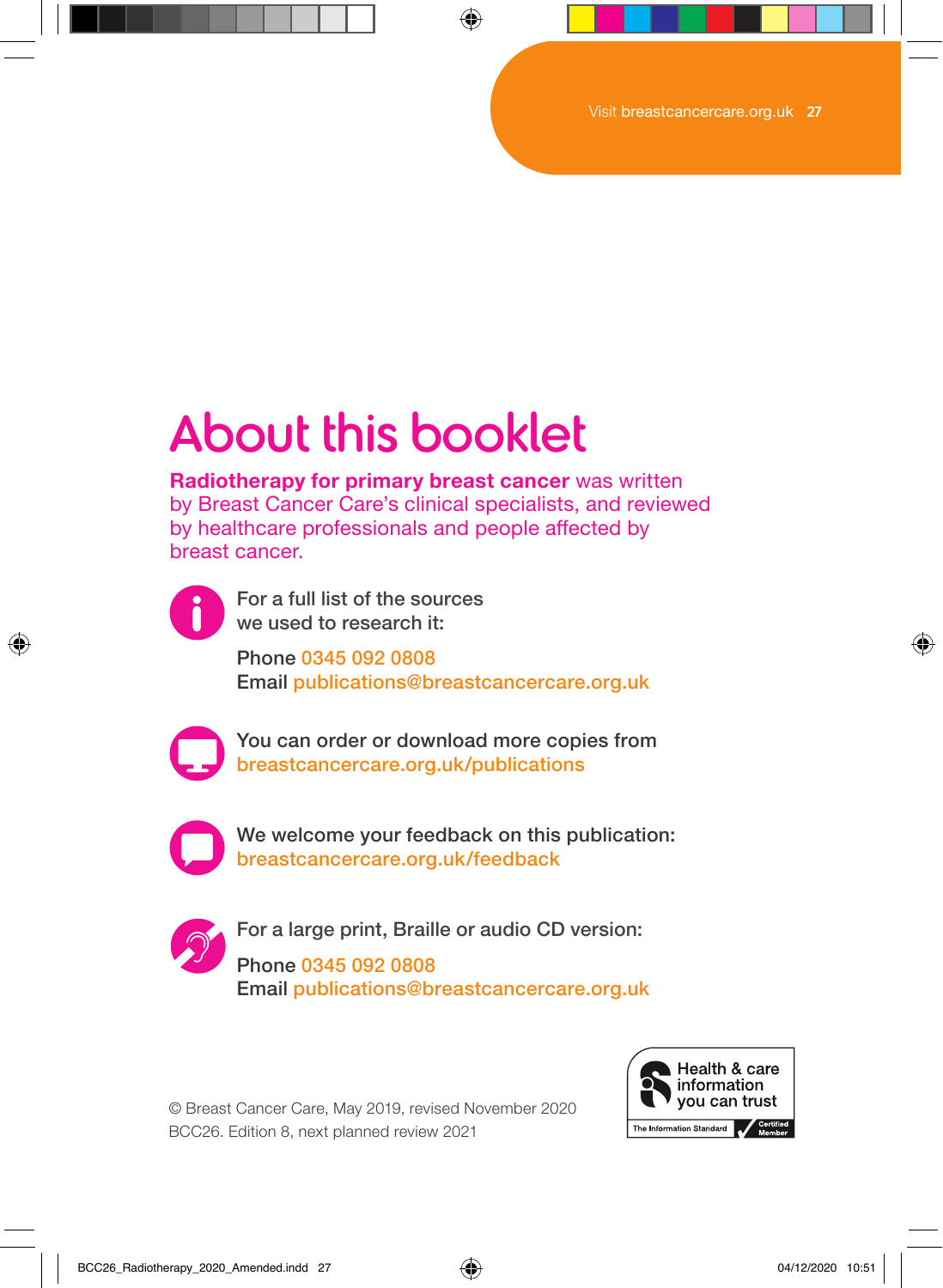# About this booklet

**Radiotherapy for primary breast cancer** was written by Breast Cancer Care's clinical specialists, and reviewed by healthcare professionals and people affected by breast cancer.

For a full list of the sources we used to research it:

Phone 0345 092 0808
Email publications@breastcancercare.org.uk

You can order or download more copies from breastcancercare.org.uk/publications

We welcome your feedback on this publication: breastcancercare.org.uk/feedback

For a large print, Braille or audio CD version:

Phone 0345 092 0808
Email publications@breastcancercare.org.uk

© Breast Cancer Care, May 2019, revised November 2020
BCC26. Edition 8, next planned review 2021

Health & care information you can trust
The Information Standard — Certified Member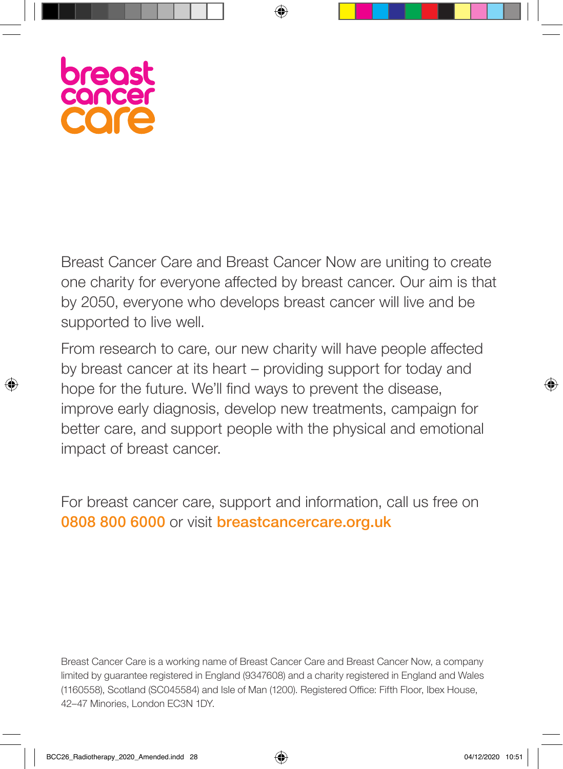breast cancer care

Breast Cancer Care and Breast Cancer Now are uniting to create one charity for everyone affected by breast cancer. Our aim is that by 2050, everyone who develops breast cancer will live and be supported to live well.

From research to care, our new charity will have people affected by breast cancer at its heart – providing support for today and hope for the future. We'll find ways to prevent the disease, improve early diagnosis, develop new treatments, campaign for better care, and support people with the physical and emotional impact of breast cancer.

For breast cancer care, support and information, call us free on **0808 800 6000** or visit **breastcancercare.org.uk**

Breast Cancer Care is a working name of Breast Cancer Care and Breast Cancer Now, a company limited by guarantee registered in England (9347608) and a charity registered in England and Wales (1160558), Scotland (SC045584) and Isle of Man (1200). Registered Office: Fifth Floor, Ibex House, 42–47 Minories, London EC3N 1DY.